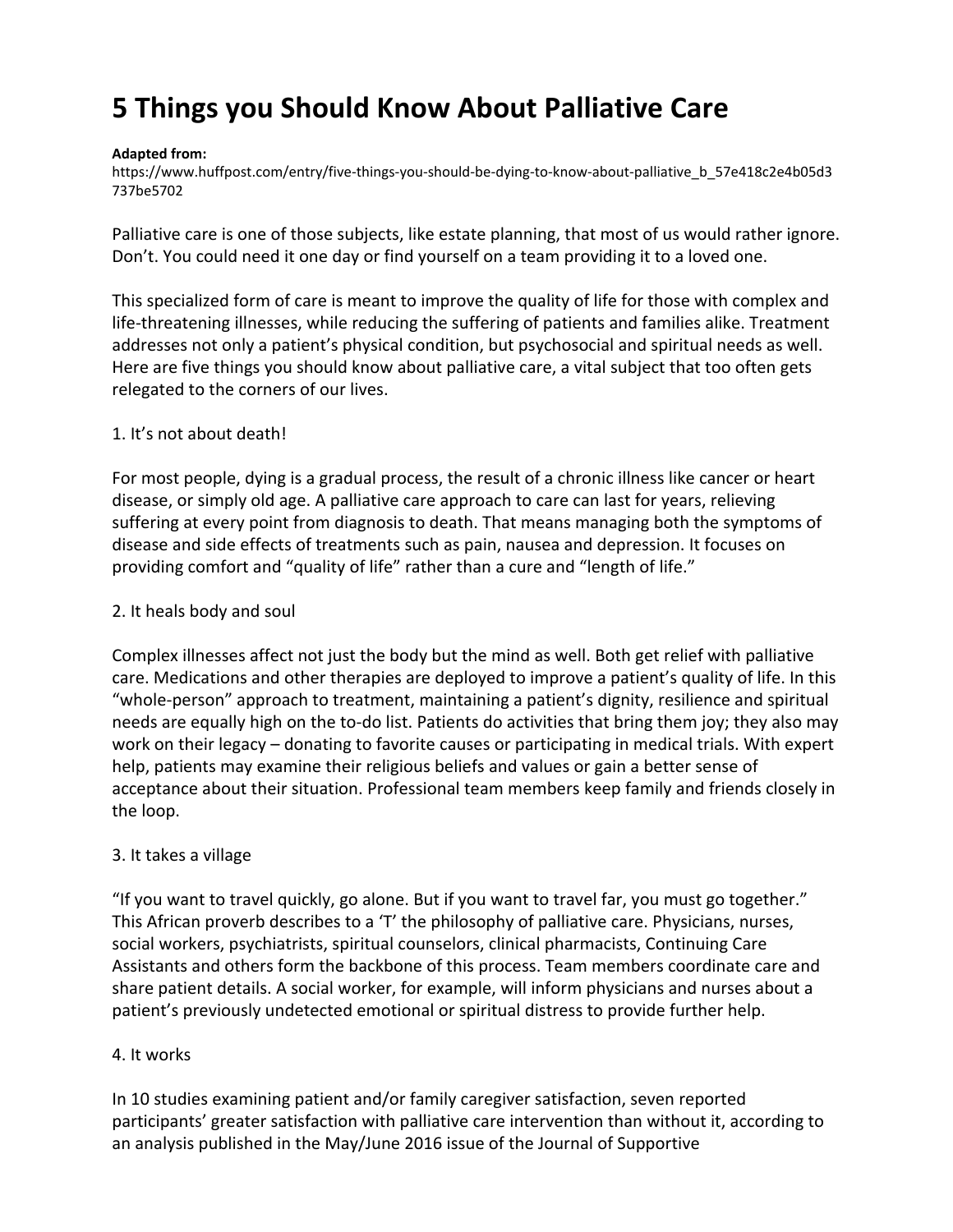# 5 Things you Should Know About Palliative Care

**Adapted from:**
https://www.huffpost.com/entry/five-things-you-should-be-dying-to-know-about-palliative_b_57e418c2e4b05d3737be5702

Palliative care is one of those subjects, like estate planning, that most of us would rather ignore. Don't. You could need it one day or find yourself on a team providing it to a loved one.

This specialized form of care is meant to improve the quality of life for those with complex and life-threatening illnesses, while reducing the suffering of patients and families alike. Treatment addresses not only a patient's physical condition, but psychosocial and spiritual needs as well. Here are five things you should know about palliative care, a vital subject that too often gets relegated to the corners of our lives.

1. It's not about death!

For most people, dying is a gradual process, the result of a chronic illness like cancer or heart disease, or simply old age. A palliative care approach to care can last for years, relieving suffering at every point from diagnosis to death. That means managing both the symptoms of disease and side effects of treatments such as pain, nausea and depression. It focuses on providing comfort and "quality of life" rather than a cure and "length of life."

2. It heals body and soul

Complex illnesses affect not just the body but the mind as well. Both get relief with palliative care. Medications and other therapies are deployed to improve a patient's quality of life. In this "whole-person" approach to treatment, maintaining a patient's dignity, resilience and spiritual needs are equally high on the to-do list. Patients do activities that bring them joy; they also may work on their legacy – donating to favorite causes or participating in medical trials. With expert help, patients may examine their religious beliefs and values or gain a better sense of acceptance about their situation. Professional team members keep family and friends closely in the loop.

3. It takes a village

"If you want to travel quickly, go alone. But if you want to travel far, you must go together." This African proverb describes to a 'T' the philosophy of palliative care. Physicians, nurses, social workers, psychiatrists, spiritual counselors, clinical pharmacists, Continuing Care Assistants and others form the backbone of this process. Team members coordinate care and share patient details. A social worker, for example, will inform physicians and nurses about a patient's previously undetected emotional or spiritual distress to provide further help.

4. It works

In 10 studies examining patient and/or family caregiver satisfaction, seven reported participants' greater satisfaction with palliative care intervention than without it, according to an analysis published in the May/June 2016 issue of the Journal of Supportive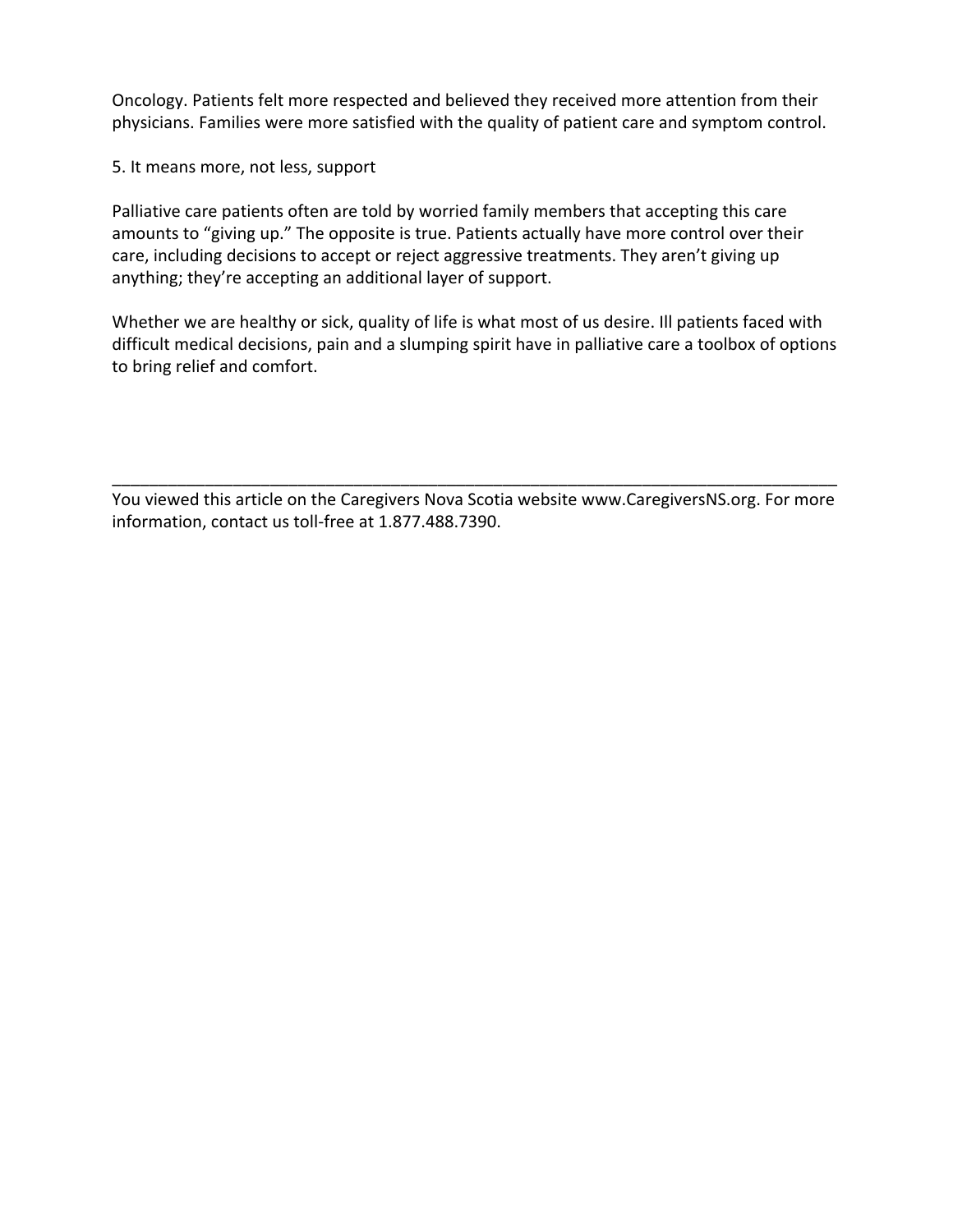Oncology. Patients felt more respected and believed they received more attention from their physicians. Families were more satisfied with the quality of patient care and symptom control.

5. It means more, not less, support

Palliative care patients often are told by worried family members that accepting this care amounts to "giving up." The opposite is true. Patients actually have more control over their care, including decisions to accept or reject aggressive treatments. They aren't giving up anything; they're accepting an additional layer of support.

Whether we are healthy or sick, quality of life is what most of us desire. Ill patients faced with difficult medical decisions, pain and a slumping spirit have in palliative care a toolbox of options to bring relief and comfort.

---

You viewed this article on the Caregivers Nova Scotia website www.CaregiversNS.org. For more information, contact us toll-free at 1.877.488.7390.